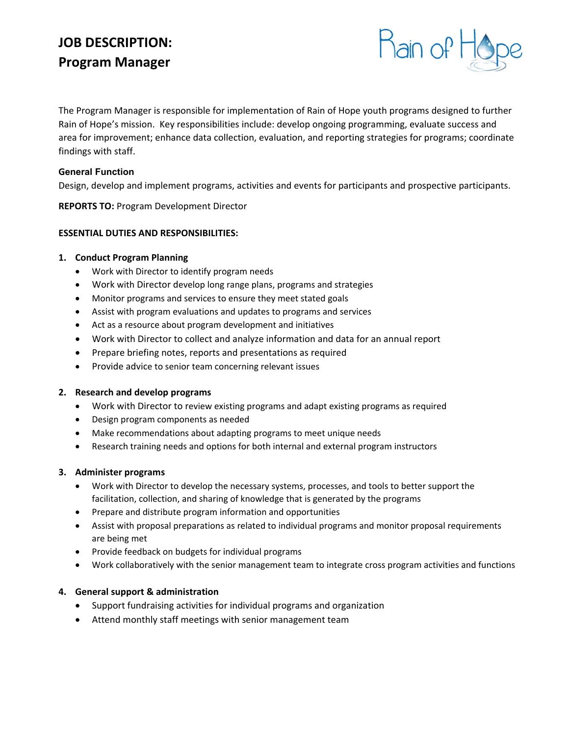# JOB DESCRIPTION:
# Program Manager

Rain of Hope

The Program Manager is responsible for implementation of Rain of Hope youth programs designed to further Rain of Hope's mission. Key responsibilities include: develop ongoing programming, evaluate success and area for improvement; enhance data collection, evaluation, and reporting strategies for programs; coordinate findings with staff.

### General Function

Design, develop and implement programs, activities and events for participants and prospective participants.

**REPORTS TO:** Program Development Director

**ESSENTIAL DUTIES AND RESPONSIBILITIES:**

1. **Conduct Program Planning**
   - Work with Director to identify program needs
   - Work with Director develop long range plans, programs and strategies
   - Monitor programs and services to ensure they meet stated goals
   - Assist with program evaluations and updates to programs and services
   - Act as a resource about program development and initiatives
   - Work with Director to collect and analyze information and data for an annual report
   - Prepare briefing notes, reports and presentations as required
   - Provide advice to senior team concerning relevant issues

2. **Research and develop programs**
   - Work with Director to review existing programs and adapt existing programs as required
   - Design program components as needed
   - Make recommendations about adapting programs to meet unique needs
   - Research training needs and options for both internal and external program instructors

3. **Administer programs**
   - Work with Director to develop the necessary systems, processes, and tools to better support the facilitation, collection, and sharing of knowledge that is generated by the programs
   - Prepare and distribute program information and opportunities
   - Assist with proposal preparations as related to individual programs and monitor proposal requirements are being met
   - Provide feedback on budgets for individual programs
   - Work collaboratively with the senior management team to integrate cross program activities and functions

4. **General support & administration**
   - Support fundraising activities for individual programs and organization
   - Attend monthly staff meetings with senior management team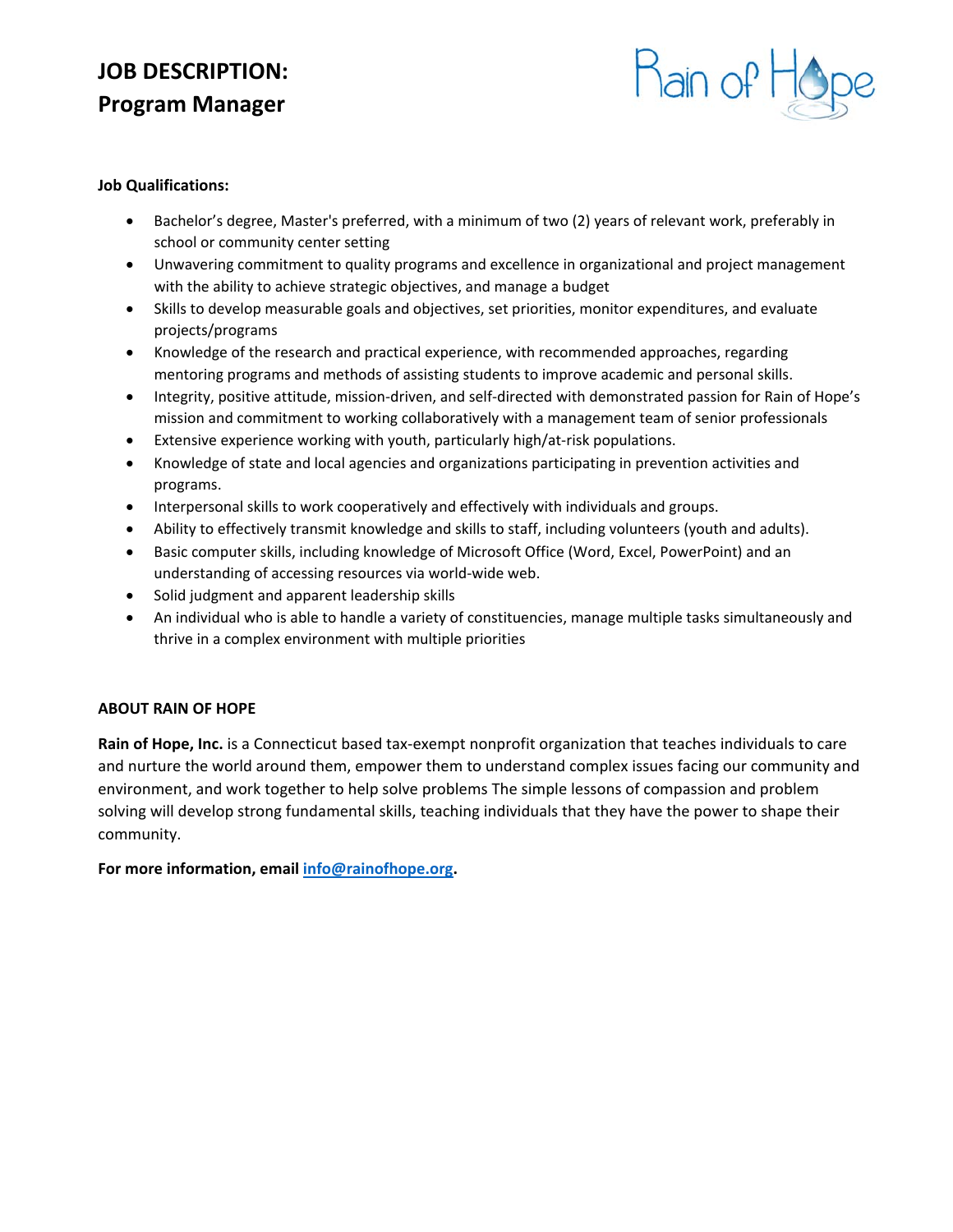# JOB DESCRIPTION:
# Program Manager

**Job Qualifications:**

- Bachelor's degree, Master's preferred, with a minimum of two (2) years of relevant work, preferably in school or community center setting
- Unwavering commitment to quality programs and excellence in organizational and project management with the ability to achieve strategic objectives, and manage a budget
- Skills to develop measurable goals and objectives, set priorities, monitor expenditures, and evaluate projects/programs
- Knowledge of the research and practical experience, with recommended approaches, regarding mentoring programs and methods of assisting students to improve academic and personal skills.
- Integrity, positive attitude, mission-driven, and self-directed with demonstrated passion for Rain of Hope's mission and commitment to working collaboratively with a management team of senior professionals
- Extensive experience working with youth, particularly high/at-risk populations.
- Knowledge of state and local agencies and organizations participating in prevention activities and programs.
- Interpersonal skills to work cooperatively and effectively with individuals and groups.
- Ability to effectively transmit knowledge and skills to staff, including volunteers (youth and adults).
- Basic computer skills, including knowledge of Microsoft Office (Word, Excel, PowerPoint) and an understanding of accessing resources via world-wide web.
- Solid judgment and apparent leadership skills
- An individual who is able to handle a variety of constituencies, manage multiple tasks simultaneously and thrive in a complex environment with multiple priorities

**ABOUT RAIN OF HOPE**

**Rain of Hope, Inc.** is a Connecticut based tax-exempt nonprofit organization that teaches individuals to care and nurture the world around them, empower them to understand complex issues facing our community and environment, and work together to help solve problems The simple lessons of compassion and problem solving will develop strong fundamental skills, teaching individuals that they have the power to shape their community.

**For more information, email info@rainofhope.org.**